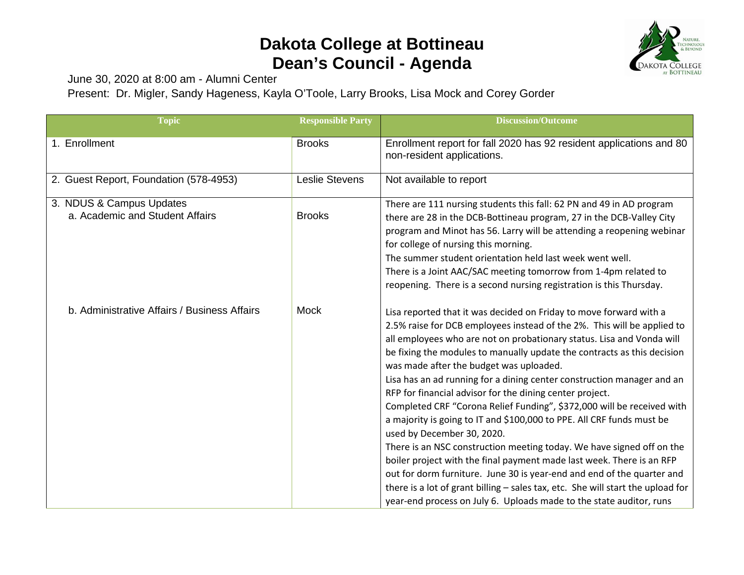# Dakota College at Bottineau
# Dean's Council - Agenda

June 30, 2020 at 8:00 am - Alumni Center

Present: Dr. Migler, Sandy Hageness, Kayla O'Toole, Larry Brooks, Lisa Mock and Corey Gorder

| Topic | Responsible Party | Discussion/Outcome |
|---|---|---|
| 1. Enrollment | Brooks | Enrollment report for fall 2020 has 92 resident applications and 80 non-resident applications. |
| 2. Guest Report, Foundation (578-4953) | Leslie Stevens | Not available to report |
| 3. NDUS & Campus Updates<br>a. Academic and Student Affairs | Brooks | There are 111 nursing students this fall: 62 PN and 49 in AD program there are 28 in the DCB-Bottineau program, 27 in the DCB-Valley City program and Minot has 56. Larry will be attending a reopening webinar for college of nursing this morning.<br>The summer student orientation held last week went well.<br>There is a Joint AAC/SAC meeting tomorrow from 1-4pm related to reopening. There is a second nursing registration is this Thursday. |
| b. Administrative Affairs / Business Affairs | Mock | Lisa reported that it was decided on Friday to move forward with a 2.5% raise for DCB employees instead of the 2%. This will be applied to all employees who are not on probationary status. Lisa and Vonda will be fixing the modules to manually update the contracts as this decision was made after the budget was uploaded.<br>Lisa has an ad running for a dining center construction manager and an RFP for financial advisor for the dining center project.<br>Completed CRF "Corona Relief Funding", $372,000 will be received with a majority is going to IT and $100,000 to PPE. All CRF funds must be used by December 30, 2020.<br>There is an NSC construction meeting today. We have signed off on the boiler project with the final payment made last week. There is an RFP out for dorm furniture. June 30 is year-end and end of the quarter and there is a lot of grant billing – sales tax, etc. She will start the upload for year-end process on July 6. Uploads made to the state auditor, runs |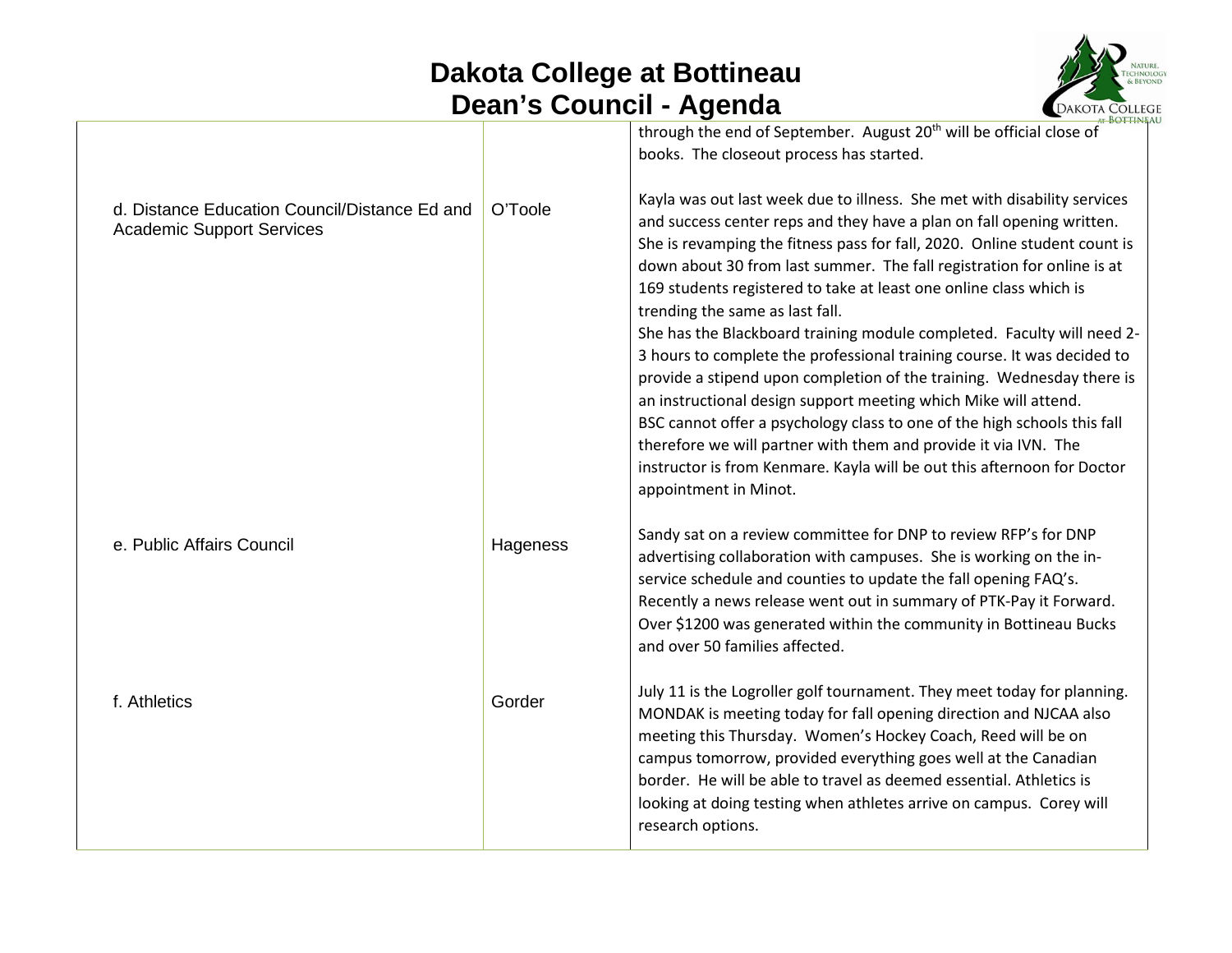# Dakota College at Bottineau
# Dean's Council - Agenda

| | | |
|---|---|---|
| | | through the end of September. August 20th will be official close of books. The closeout process has started. |
| d. Distance Education Council/Distance Ed and Academic Support Services | O'Toole | Kayla was out last week due to illness. She met with disability services and success center reps and they have a plan on fall opening written. She is revamping the fitness pass for fall, 2020. Online student count is down about 30 from last summer. The fall registration for online is at 169 students registered to take at least one online class which is trending the same as last fall. She has the Blackboard training module completed. Faculty will need 2-3 hours to complete the professional training course. It was decided to provide a stipend upon completion of the training. Wednesday there is an instructional design support meeting which Mike will attend. BSC cannot offer a psychology class to one of the high schools this fall therefore we will partner with them and provide it via IVN. The instructor is from Kenmare. Kayla will be out this afternoon for Doctor appointment in Minot. |
| e. Public Affairs Council | Hageness | Sandy sat on a review committee for DNP to review RFP's for DNP advertising collaboration with campuses. She is working on the in-service schedule and counties to update the fall opening FAQ's. Recently a news release went out in summary of PTK-Pay it Forward. Over $1200 was generated within the community in Bottineau Bucks and over 50 families affected. |
| f. Athletics | Gorder | July 11 is the Logroller golf tournament. They meet today for planning. MONDAK is meeting today for fall opening direction and NJCAA also meeting this Thursday. Women's Hockey Coach, Reed will be on campus tomorrow, provided everything goes well at the Canadian border. He will be able to travel as deemed essential. Athletics is looking at doing testing when athletes arrive on campus. Corey will research options. |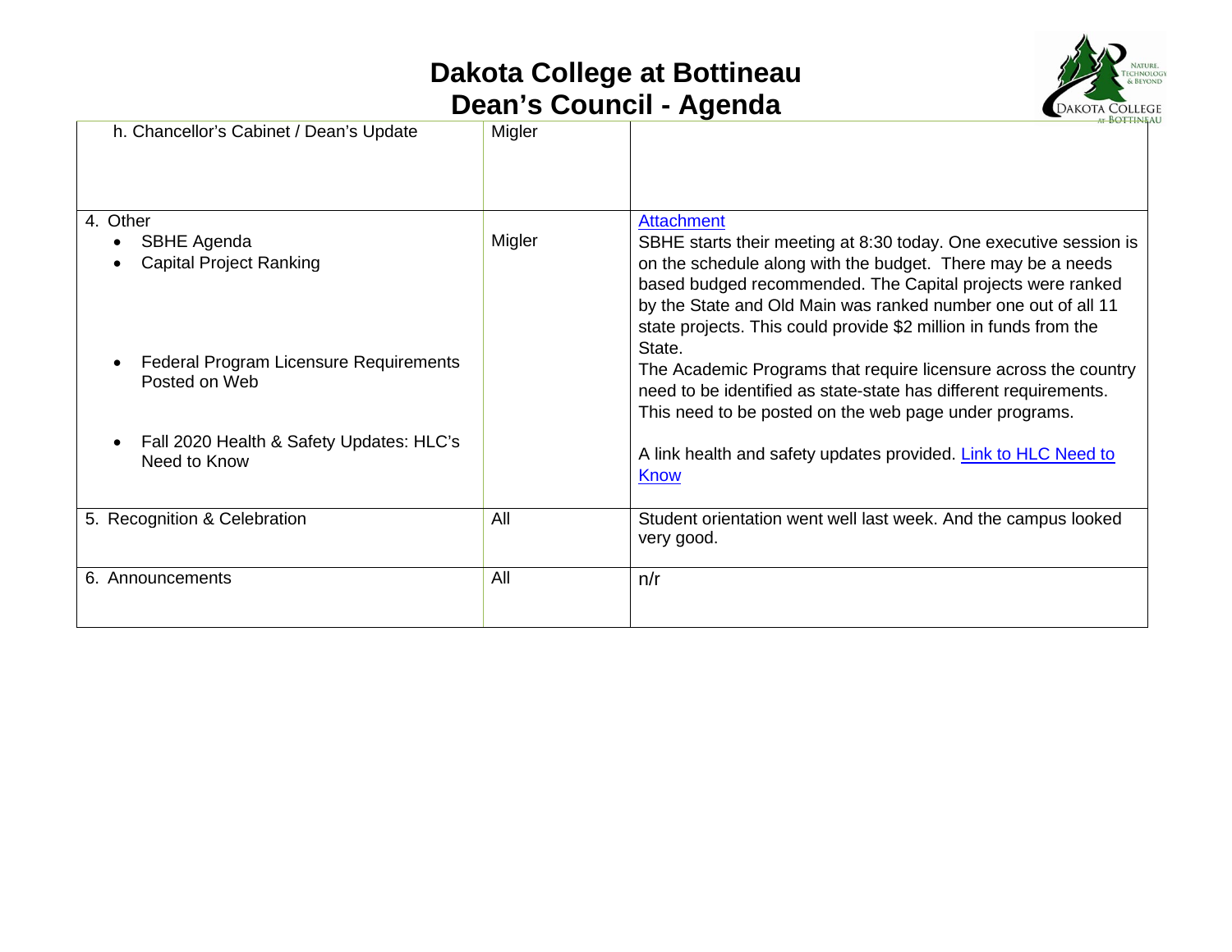# Dakota College at Bottineau
# Dean's Council - Agenda

| | | |
|---|---|---|
| h. Chancellor's Cabinet / Dean's Update | Migler | |
| 4. Other<br>• SBHE Agenda<br>• Capital Project Ranking<br><br>• Federal Program Licensure Requirements Posted on Web<br><br>• Fall 2020 Health & Safety Updates: HLC's Need to Know | Migler | Attachment<br>SBHE starts their meeting at 8:30 today. One executive session is on the schedule along with the budget. There may be a needs based budged recommended. The Capital projects were ranked by the State and Old Main was ranked number one out of all 11 state projects. This could provide $2 million in funds from the State.<br>The Academic Programs that require licensure across the country need to be identified as state-state has different requirements. This need to be posted on the web page under programs.<br><br>A link health and safety updates provided. Link to HLC Need to Know |
| 5. Recognition & Celebration | All | Student orientation went well last week. And the campus looked very good. |
| 6. Announcements | All | n/r |